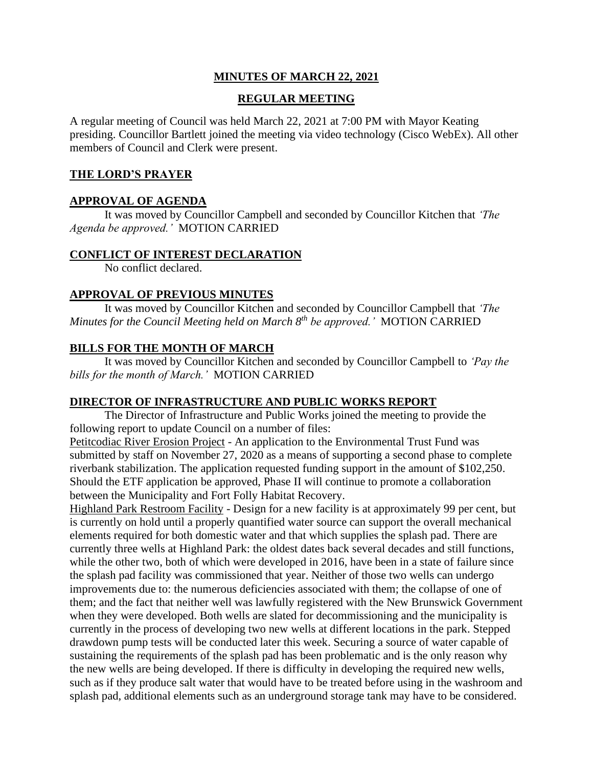# MINUTES OF MARCH 22, 2021

## REGULAR MEETING

A regular meeting of Council was held March 22, 2021 at 7:00 PM with Mayor Keating presiding. Councillor Bartlett joined the meeting via video technology (Cisco WebEx). All other members of Council and Clerk were present.

### THE LORD'S PRAYER

### APPROVAL OF AGENDA

It was moved by Councillor Campbell and seconded by Councillor Kitchen that *'The Agenda be approved.'* MOTION CARRIED

### CONFLICT OF INTEREST DECLARATION

No conflict declared.

### APPROVAL OF PREVIOUS MINUTES

It was moved by Councillor Kitchen and seconded by Councillor Campbell that *'The Minutes for the Council Meeting held on March 8th be approved.'* MOTION CARRIED

### BILLS FOR THE MONTH OF MARCH

It was moved by Councillor Kitchen and seconded by Councillor Campbell to *'Pay the bills for the month of March.'* MOTION CARRIED

### DIRECTOR OF INFRASTRUCTURE AND PUBLIC WORKS REPORT

The Director of Infrastructure and Public Works joined the meeting to provide the following report to update Council on a number of files:

Petitcodiac River Erosion Project - An application to the Environmental Trust Fund was submitted by staff on November 27, 2020 as a means of supporting a second phase to complete riverbank stabilization. The application requested funding support in the amount of $102,250. Should the ETF application be approved, Phase II will continue to promote a collaboration between the Municipality and Fort Folly Habitat Recovery.

Highland Park Restroom Facility - Design for a new facility is at approximately 99 per cent, but is currently on hold until a properly quantified water source can support the overall mechanical elements required for both domestic water and that which supplies the splash pad. There are currently three wells at Highland Park: the oldest dates back several decades and still functions, while the other two, both of which were developed in 2016, have been in a state of failure since the splash pad facility was commissioned that year. Neither of those two wells can undergo improvements due to: the numerous deficiencies associated with them; the collapse of one of them; and the fact that neither well was lawfully registered with the New Brunswick Government when they were developed. Both wells are slated for decommissioning and the municipality is currently in the process of developing two new wells at different locations in the park. Stepped drawdown pump tests will be conducted later this week. Securing a source of water capable of sustaining the requirements of the splash pad has been problematic and is the only reason why the new wells are being developed. If there is difficulty in developing the required new wells, such as if they produce salt water that would have to be treated before using in the washroom and splash pad, additional elements such as an underground storage tank may have to be considered.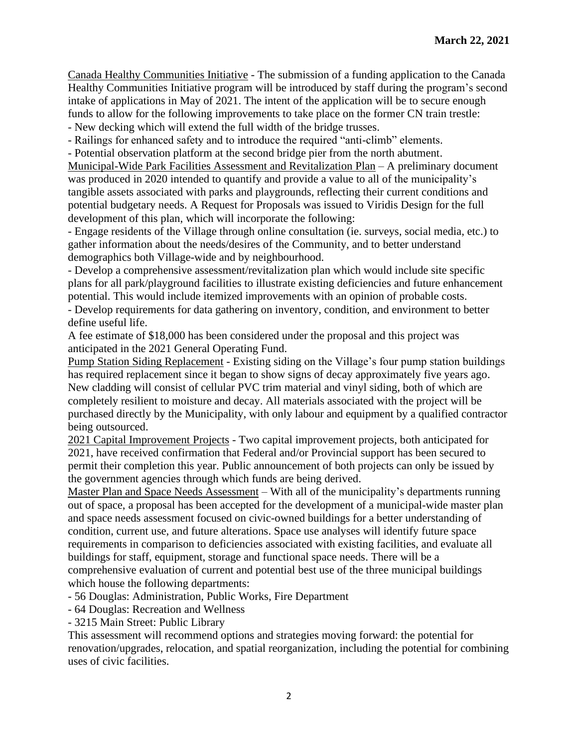**March 22, 2021**

<u>Canada Healthy Communities Initiative</u> - The submission of a funding application to the Canada Healthy Communities Initiative program will be introduced by staff during the program's second intake of applications in May of 2021. The intent of the application will be to secure enough funds to allow for the following improvements to take place on the former CN train trestle:

- New decking which will extend the full width of the bridge trusses.
- Railings for enhanced safety and to introduce the required "anti-climb" elements.
- Potential observation platform at the second bridge pier from the north abutment.

<u>Municipal-Wide Park Facilities Assessment and Revitalization Plan</u> – A preliminary document was produced in 2020 intended to quantify and provide a value to all of the municipality's tangible assets associated with parks and playgrounds, reflecting their current conditions and potential budgetary needs. A Request for Proposals was issued to Viridis Design for the full development of this plan, which will incorporate the following:

- Engage residents of the Village through online consultation (ie. surveys, social media, etc.) to gather information about the needs/desires of the Community, and to better understand demographics both Village-wide and by neighbourhood.
- Develop a comprehensive assessment/revitalization plan which would include site specific plans for all park/playground facilities to illustrate existing deficiencies and future enhancement potential. This would include itemized improvements with an opinion of probable costs.
- Develop requirements for data gathering on inventory, condition, and environment to better define useful life.

A fee estimate of $18,000 has been considered under the proposal and this project was anticipated in the 2021 General Operating Fund.

<u>Pump Station Siding Replacement</u> - Existing siding on the Village's four pump station buildings has required replacement since it began to show signs of decay approximately five years ago. New cladding will consist of cellular PVC trim material and vinyl siding, both of which are completely resilient to moisture and decay. All materials associated with the project will be purchased directly by the Municipality, with only labour and equipment by a qualified contractor being outsourced.

<u>2021 Capital Improvement Projects</u> - Two capital improvement projects, both anticipated for 2021, have received confirmation that Federal and/or Provincial support has been secured to permit their completion this year. Public announcement of both projects can only be issued by the government agencies through which funds are being derived.

<u>Master Plan and Space Needs Assessment</u> – With all of the municipality's departments running out of space, a proposal has been accepted for the development of a municipal-wide master plan and space needs assessment focused on civic-owned buildings for a better understanding of condition, current use, and future alterations. Space use analyses will identify future space requirements in comparison to deficiencies associated with existing facilities, and evaluate all buildings for staff, equipment, storage and functional space needs. There will be a comprehensive evaluation of current and potential best use of the three municipal buildings which house the following departments:

- 56 Douglas: Administration, Public Works, Fire Department
- 64 Douglas: Recreation and Wellness
- 3215 Main Street: Public Library

This assessment will recommend options and strategies moving forward: the potential for renovation/upgrades, relocation, and spatial reorganization, including the potential for combining uses of civic facilities.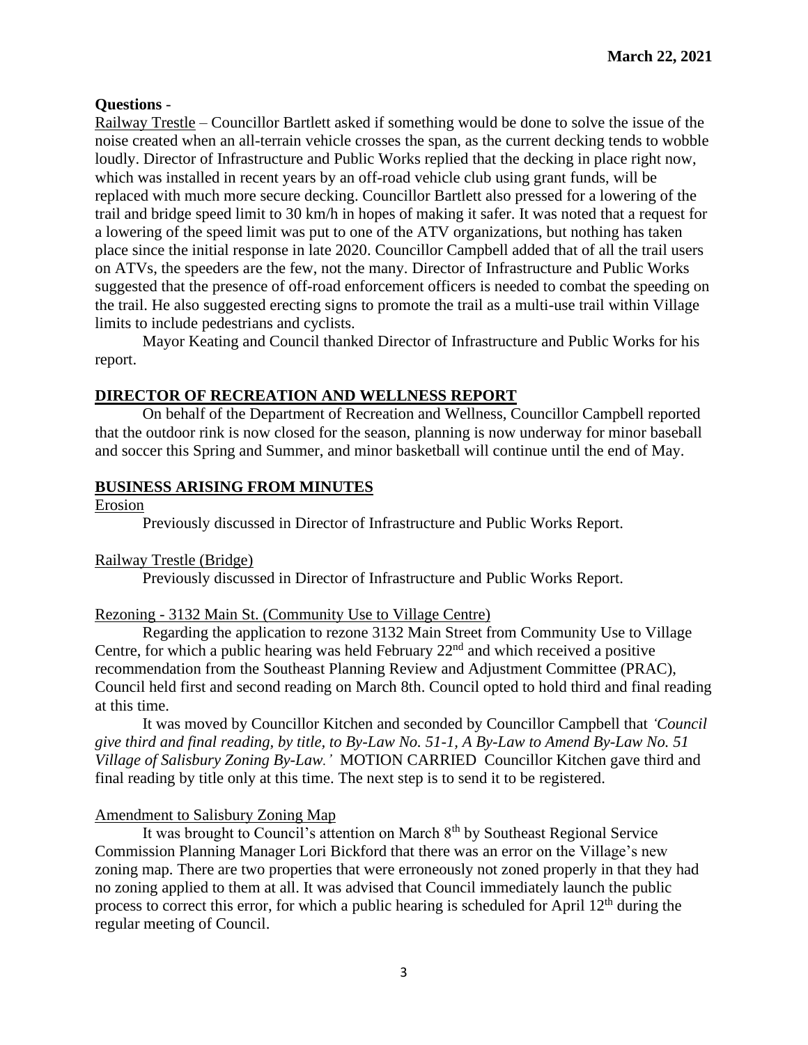**March 22, 2021**

**Questions** -

Railway Trestle – Councillor Bartlett asked if something would be done to solve the issue of the noise created when an all-terrain vehicle crosses the span, as the current decking tends to wobble loudly. Director of Infrastructure and Public Works replied that the decking in place right now, which was installed in recent years by an off-road vehicle club using grant funds, will be replaced with much more secure decking. Councillor Bartlett also pressed for a lowering of the trail and bridge speed limit to 30 km/h in hopes of making it safer. It was noted that a request for a lowering of the speed limit was put to one of the ATV organizations, but nothing has taken place since the initial response in late 2020. Councillor Campbell added that of all the trail users on ATVs, the speeders are the few, not the many. Director of Infrastructure and Public Works suggested that the presence of off-road enforcement officers is needed to combat the speeding on the trail. He also suggested erecting signs to promote the trail as a multi-use trail within Village limits to include pedestrians and cyclists.

Mayor Keating and Council thanked Director of Infrastructure and Public Works for his report.

## DIRECTOR OF RECREATION AND WELLNESS REPORT

On behalf of the Department of Recreation and Wellness, Councillor Campbell reported that the outdoor rink is now closed for the season, planning is now underway for minor baseball and soccer this Spring and Summer, and minor basketball will continue until the end of May.

## BUSINESS ARISING FROM MINUTES

Erosion

Previously discussed in Director of Infrastructure and Public Works Report.

Railway Trestle (Bridge)

Previously discussed in Director of Infrastructure and Public Works Report.

Rezoning - 3132 Main St. (Community Use to Village Centre)

Regarding the application to rezone 3132 Main Street from Community Use to Village Centre, for which a public hearing was held February 22nd and which received a positive recommendation from the Southeast Planning Review and Adjustment Committee (PRAC), Council held first and second reading on March 8th. Council opted to hold third and final reading at this time.

It was moved by Councillor Kitchen and seconded by Councillor Campbell that *'Council give third and final reading, by title, to By-Law No. 51-1, A By-Law to Amend By-Law No. 51 Village of Salisbury Zoning By-Law.'* MOTION CARRIED Councillor Kitchen gave third and final reading by title only at this time. The next step is to send it to be registered.

Amendment to Salisbury Zoning Map

It was brought to Council's attention on March 8th by Southeast Regional Service Commission Planning Manager Lori Bickford that there was an error on the Village's new zoning map. There are two properties that were erroneously not zoned properly in that they had no zoning applied to them at all. It was advised that Council immediately launch the public process to correct this error, for which a public hearing is scheduled for April 12th during the regular meeting of Council.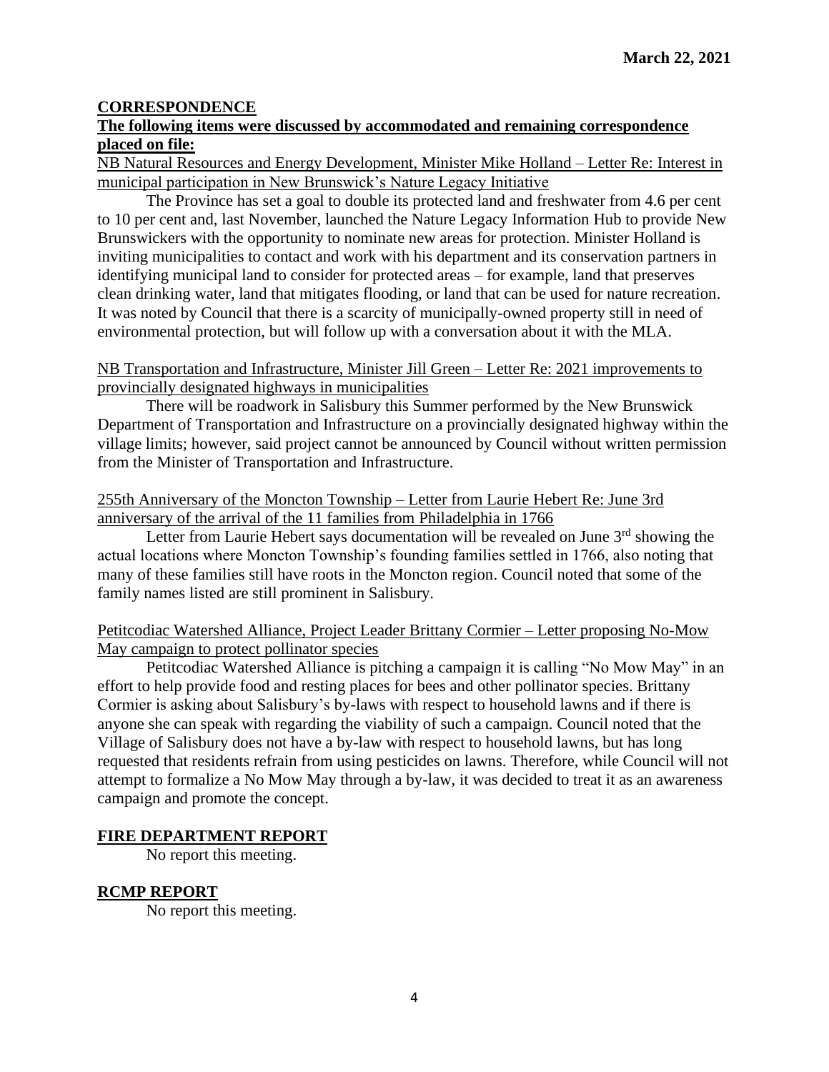## CORRESPONDENCE

**The following items were discussed by accommodated and remaining correspondence placed on file:**

NB Natural Resources and Energy Development, Minister Mike Holland – Letter Re: Interest in municipal participation in New Brunswick's Nature Legacy Initiative

The Province has set a goal to double its protected land and freshwater from 4.6 per cent to 10 per cent and, last November, launched the Nature Legacy Information Hub to provide New Brunswickers with the opportunity to nominate new areas for protection. Minister Holland is inviting municipalities to contact and work with his department and its conservation partners in identifying municipal land to consider for protected areas – for example, land that preserves clean drinking water, land that mitigates flooding, or land that can be used for nature recreation. It was noted by Council that there is a scarcity of municipally-owned property still in need of environmental protection, but will follow up with a conversation about it with the MLA.

NB Transportation and Infrastructure, Minister Jill Green – Letter Re: 2021 improvements to provincially designated highways in municipalities

There will be roadwork in Salisbury this Summer performed by the New Brunswick Department of Transportation and Infrastructure on a provincially designated highway within the village limits; however, said project cannot be announced by Council without written permission from the Minister of Transportation and Infrastructure.

255th Anniversary of the Moncton Township – Letter from Laurie Hebert Re: June 3rd anniversary of the arrival of the 11 families from Philadelphia in 1766

Letter from Laurie Hebert says documentation will be revealed on June 3rd showing the actual locations where Moncton Township's founding families settled in 1766, also noting that many of these families still have roots in the Moncton region. Council noted that some of the family names listed are still prominent in Salisbury.

Petitcodiac Watershed Alliance, Project Leader Brittany Cormier – Letter proposing No-Mow May campaign to protect pollinator species

Petitcodiac Watershed Alliance is pitching a campaign it is calling "No Mow May" in an effort to help provide food and resting places for bees and other pollinator species. Brittany Cormier is asking about Salisbury's by-laws with respect to household lawns and if there is anyone she can speak with regarding the viability of such a campaign. Council noted that the Village of Salisbury does not have a by-law with respect to household lawns, but has long requested that residents refrain from using pesticides on lawns. Therefore, while Council will not attempt to formalize a No Mow May through a by-law, it was decided to treat it as an awareness campaign and promote the concept.

## FIRE DEPARTMENT REPORT

No report this meeting.

## RCMP REPORT

No report this meeting.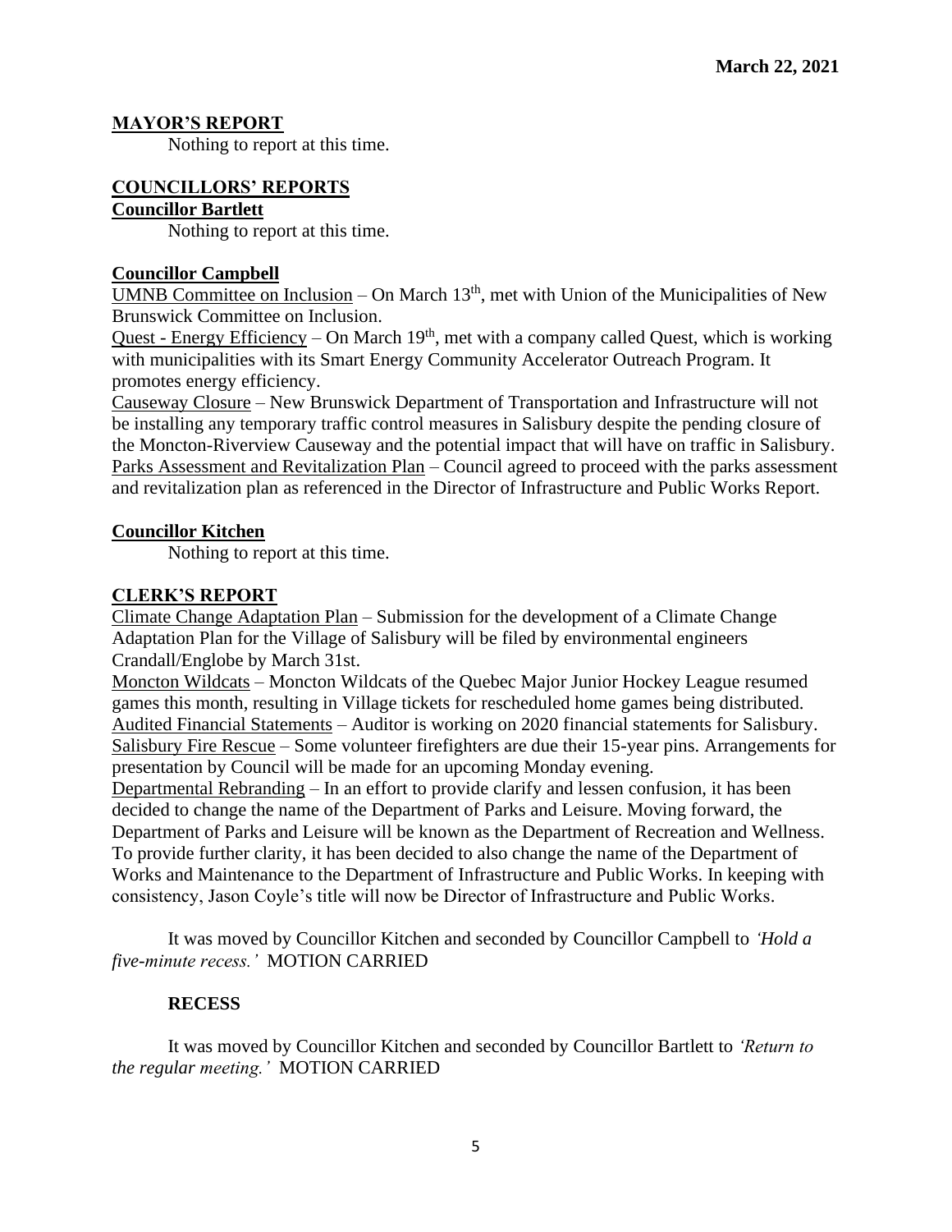March 22, 2021

**MAYOR'S REPORT**

Nothing to report at this time.

**COUNCILLORS' REPORTS**

**Councillor Bartlett**

Nothing to report at this time.

**Councillor Campbell**

UMNB Committee on Inclusion – On March 13th, met with Union of the Municipalities of New Brunswick Committee on Inclusion.

Quest - Energy Efficiency – On March 19th, met with a company called Quest, which is working with municipalities with its Smart Energy Community Accelerator Outreach Program. It promotes energy efficiency.

Causeway Closure – New Brunswick Department of Transportation and Infrastructure will not be installing any temporary traffic control measures in Salisbury despite the pending closure of the Moncton-Riverview Causeway and the potential impact that will have on traffic in Salisbury.

Parks Assessment and Revitalization Plan – Council agreed to proceed with the parks assessment and revitalization plan as referenced in the Director of Infrastructure and Public Works Report.

**Councillor Kitchen**

Nothing to report at this time.

**CLERK'S REPORT**

Climate Change Adaptation Plan – Submission for the development of a Climate Change Adaptation Plan for the Village of Salisbury will be filed by environmental engineers Crandall/Englobe by March 31st.

Moncton Wildcats – Moncton Wildcats of the Quebec Major Junior Hockey League resumed games this month, resulting in Village tickets for rescheduled home games being distributed.

Audited Financial Statements – Auditor is working on 2020 financial statements for Salisbury.

Salisbury Fire Rescue – Some volunteer firefighters are due their 15-year pins. Arrangements for presentation by Council will be made for an upcoming Monday evening.

Departmental Rebranding – In an effort to provide clarify and lessen confusion, it has been decided to change the name of the Department of Parks and Leisure. Moving forward, the Department of Parks and Leisure will be known as the Department of Recreation and Wellness. To provide further clarity, it has been decided to also change the name of the Department of Works and Maintenance to the Department of Infrastructure and Public Works. In keeping with consistency, Jason Coyle's title will now be Director of Infrastructure and Public Works.

It was moved by Councillor Kitchen and seconded by Councillor Campbell to *'Hold a five-minute recess.'* MOTION CARRIED

**RECESS**

It was moved by Councillor Kitchen and seconded by Councillor Bartlett to *'Return to the regular meeting.'* MOTION CARRIED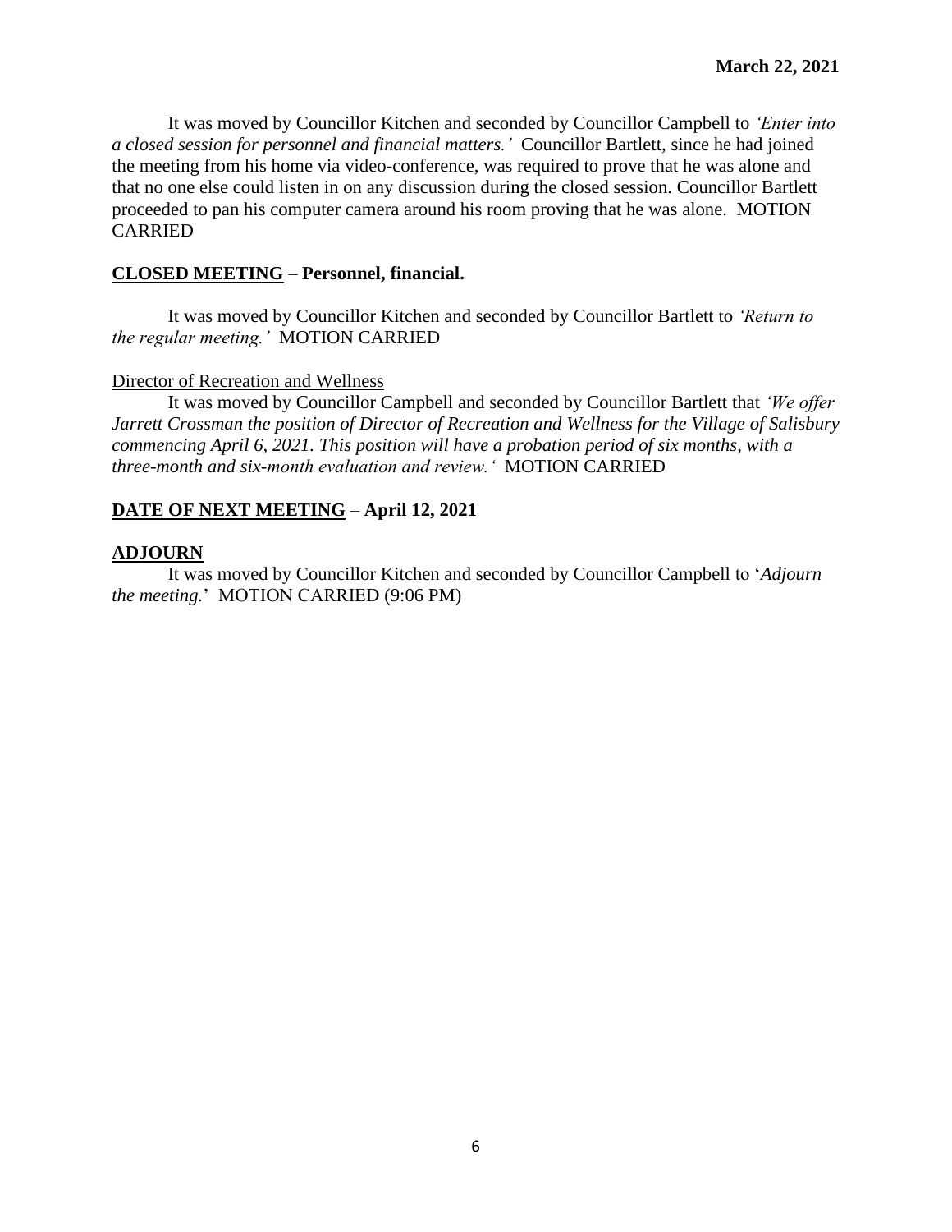**March 22, 2021**

It was moved by Councillor Kitchen and seconded by Councillor Campbell to *'Enter into a closed session for personnel and financial matters.'* Councillor Bartlett, since he had joined the meeting from his home via video-conference, was required to prove that he was alone and that no one else could listen in on any discussion during the closed session. Councillor Bartlett proceeded to pan his computer camera around his room proving that he was alone. MOTION CARRIED

**CLOSED MEETING** – **Personnel, financial.**

It was moved by Councillor Kitchen and seconded by Councillor Bartlett to *'Return to the regular meeting.'* MOTION CARRIED

Director of Recreation and Wellness

It was moved by Councillor Campbell and seconded by Councillor Bartlett that *'We offer Jarrett Crossman the position of Director of Recreation and Wellness for the Village of Salisbury commencing April 6, 2021. This position will have a probation period of six months, with a three-month and six-month evaluation and review.'* MOTION CARRIED

**DATE OF NEXT MEETING** – **April 12, 2021**

**ADJOURN**

It was moved by Councillor Kitchen and seconded by Councillor Campbell to '*Adjourn the meeting.*' MOTION CARRIED (9:06 PM)